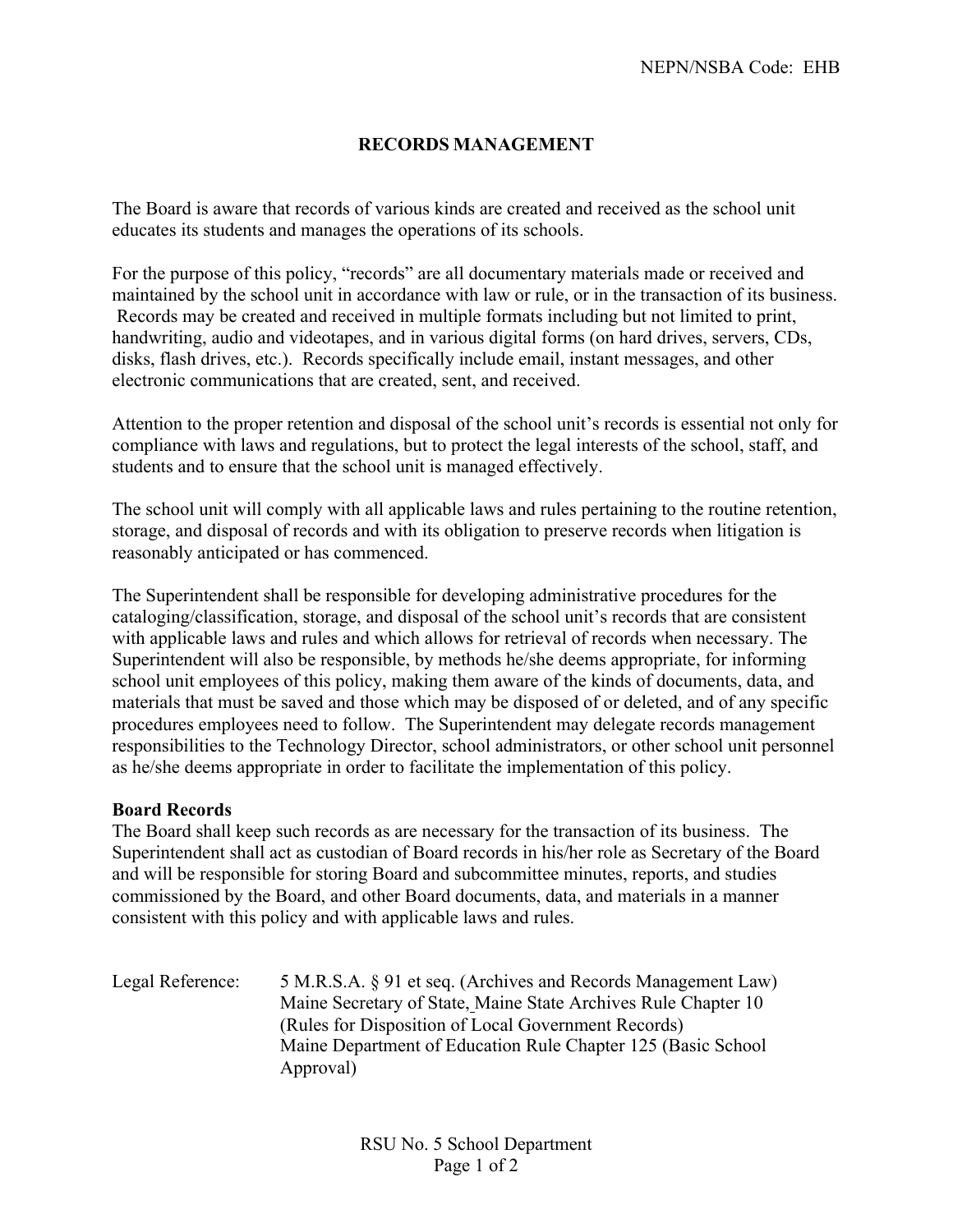NEPN/NSBA Code: EHB

# RECORDS MANAGEMENT

The Board is aware that records of various kinds are created and received as the school unit educates its students and manages the operations of its schools.

For the purpose of this policy, "records" are all documentary materials made or received and maintained by the school unit in accordance with law or rule, or in the transaction of its business. Records may be created and received in multiple formats including but not limited to print, handwriting, audio and videotapes, and in various digital forms (on hard drives, servers, CDs, disks, flash drives, etc.). Records specifically include email, instant messages, and other electronic communications that are created, sent, and received.

Attention to the proper retention and disposal of the school unit's records is essential not only for compliance with laws and regulations, but to protect the legal interests of the school, staff, and students and to ensure that the school unit is managed effectively.

The school unit will comply with all applicable laws and rules pertaining to the routine retention, storage, and disposal of records and with its obligation to preserve records when litigation is reasonably anticipated or has commenced.

The Superintendent shall be responsible for developing administrative procedures for the cataloging/classification, storage, and disposal of the school unit's records that are consistent with applicable laws and rules and which allows for retrieval of records when necessary. The Superintendent will also be responsible, by methods he/she deems appropriate, for informing school unit employees of this policy, making them aware of the kinds of documents, data, and materials that must be saved and those which may be disposed of or deleted, and of any specific procedures employees need to follow. The Superintendent may delegate records management responsibilities to the Technology Director, school administrators, or other school unit personnel as he/she deems appropriate in order to facilitate the implementation of this policy.

**Board Records**

The Board shall keep such records as are necessary for the transaction of its business. The Superintendent shall act as custodian of Board records in his/her role as Secretary of the Board and will be responsible for storing Board and subcommittee minutes, reports, and studies commissioned by the Board, and other Board documents, data, and materials in a manner consistent with this policy and with applicable laws and rules.

Legal Reference: 5 M.R.S.A. § 91 et seq. (Archives and Records Management Law)
Maine Secretary of State, Maine State Archives Rule Chapter 10 (Rules for Disposition of Local Government Records)
Maine Department of Education Rule Chapter 125 (Basic School Approval)

RSU No. 5 School Department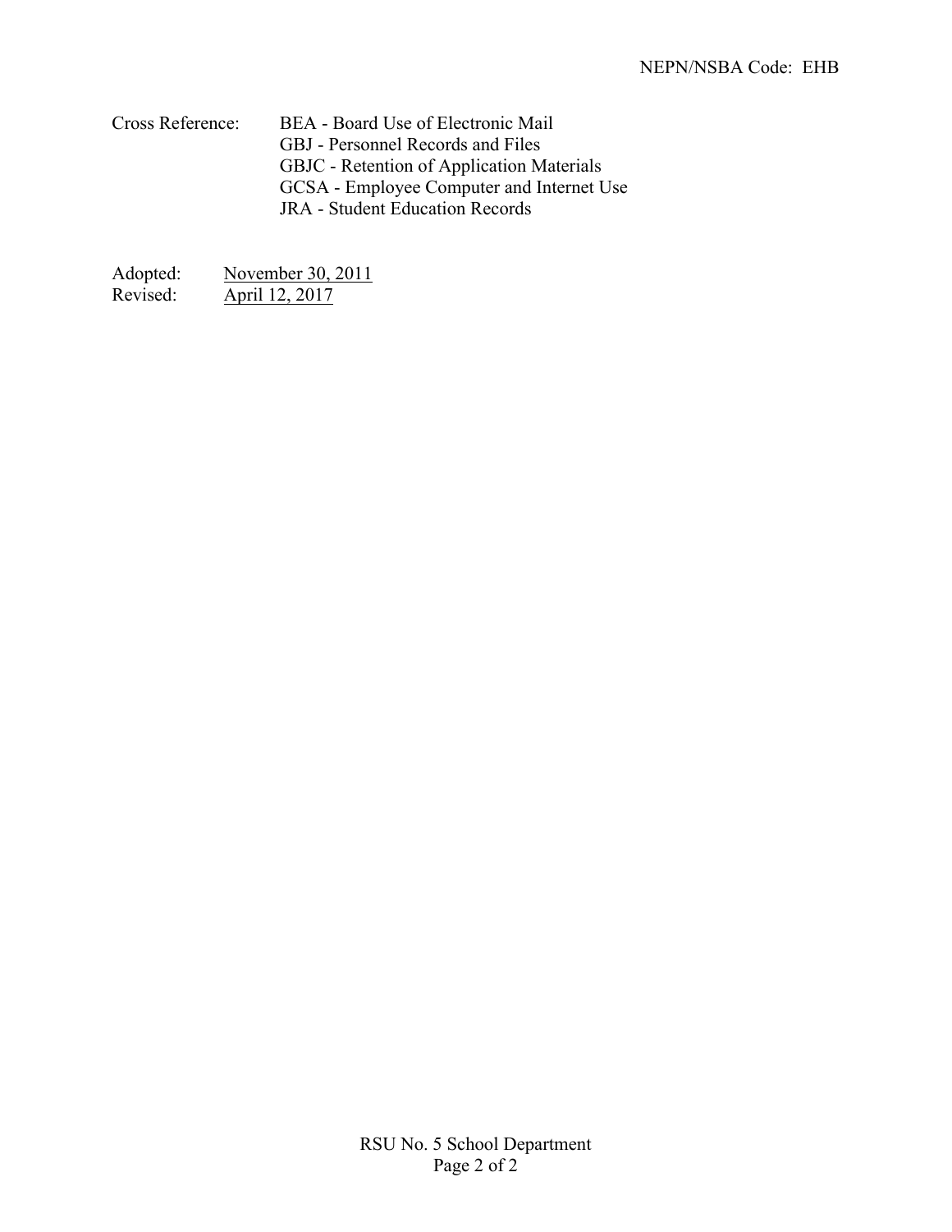Cross Reference: BEA - Board Use of Electronic Mail
GBJ - Personnel Records and Files
GBJC - Retention of Application Materials
GCSA - Employee Computer and Internet Use
JRA - Student Education Records

Adopted: November 30, 2011
Revised: April 12, 2017